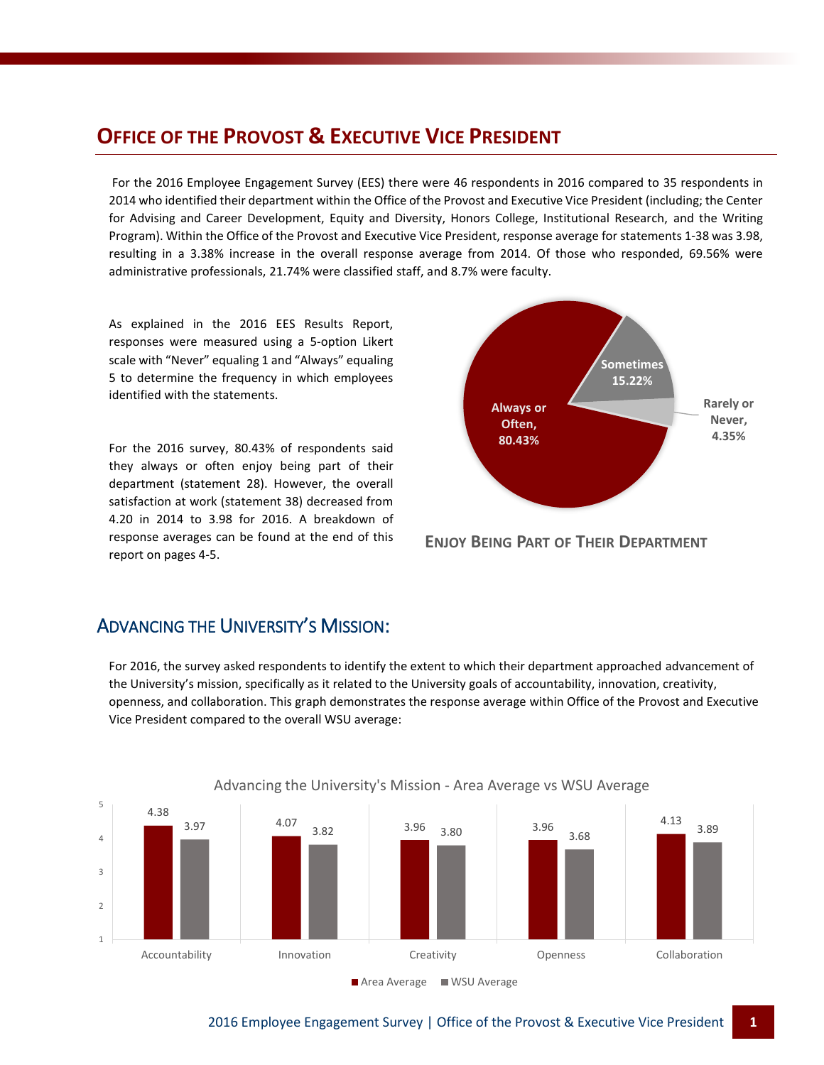# Office of the Provost & Executive Vice President

For the 2016 Employee Engagement Survey (EES) there were 46 respondents in 2016 compared to 35 respondents in 2014 who identified their department within the Office of the Provost and Executive Vice President (including; the Center for Advising and Career Development, Equity and Diversity, Honors College, Institutional Research, and the Writing Program). Within the Office of the Provost and Executive Vice President, response average for statements 1-38 was 3.98, resulting in a 3.38% increase in the overall response average from 2014. Of those who responded, 69.56% were administrative professionals, 21.74% were classified staff, and 8.7% were faculty.

As explained in the 2016 EES Results Report, responses were measured using a 5-option Likert scale with "Never" equaling 1 and "Always" equaling 5 to determine the frequency in which employees identified with the statements.

For the 2016 survey, 80.43% of respondents said they always or often enjoy being part of their department (statement 28). However, the overall satisfaction at work (statement 38) decreased from 4.20 in 2014 to 3.98 for 2016. A breakdown of response averages can be found at the end of this report on pages 4-5.

| Response | Percentage |
|---|---|
| Always or Often | 80.43% |
| Sometimes | 15.22% |
| Rarely or Never | 4.35% |

**Enjoy Being Part of Their Department**

## Advancing the University's Mission:

For 2016, the survey asked respondents to identify the extent to which their department approached advancement of the University's mission, specifically as it related to the University goals of accountability, innovation, creativity, openness, and collaboration. This graph demonstrates the response average within Office of the Provost and Executive Vice President compared to the overall WSU average:

**Advancing the University's Mission - Area Average vs WSU Average**

| | Accountability | Innovation | Creativity | Openness | Collaboration |
|---|---|---|---|---|---|
| Area Average | 4.38 | 4.07 | 3.96 | 3.96 | 4.13 |
| WSU Average | 3.97 | 3.82 | 3.80 | 3.68 | 3.89 |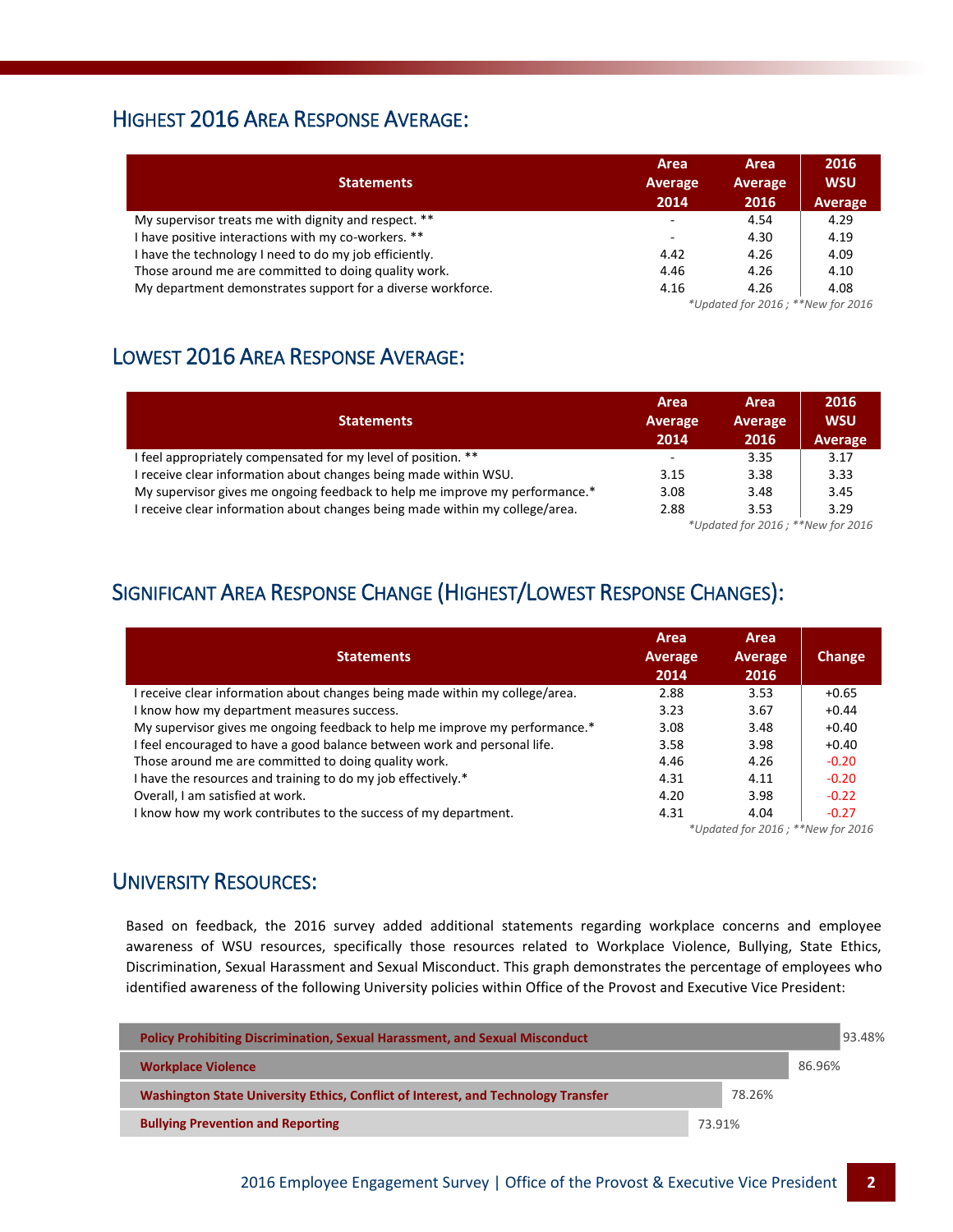## Highest 2016 Area Response Average:

| Statements | Area Average 2014 | Area Average 2016 | 2016 WSU Average |
|---|---|---|---|
| My supervisor treats me with dignity and respect. ** | - | 4.54 | 4.29 |
| I have positive interactions with my co-workers. ** | - | 4.30 | 4.19 |
| I have the technology I need to do my job efficiently. | 4.42 | 4.26 | 4.09 |
| Those around me are committed to doing quality work. | 4.46 | 4.26 | 4.10 |
| My department demonstrates support for a diverse workforce. | 4.16 | 4.26 | 4.08 |

*\*Updated for 2016 ; \*\*New for 2016*

## Lowest 2016 Area Response Average:

| Statements | Area Average 2014 | Area Average 2016 | 2016 WSU Average |
|---|---|---|---|
| I feel appropriately compensated for my level of position. ** | - | 3.35 | 3.17 |
| I receive clear information about changes being made within WSU. | 3.15 | 3.38 | 3.33 |
| My supervisor gives me ongoing feedback to help me improve my performance.* | 3.08 | 3.48 | 3.45 |
| I receive clear information about changes being made within my college/area. | 2.88 | 3.53 | 3.29 |

*\*Updated for 2016 ; \*\*New for 2016*

## Significant Area Response Change (Highest/Lowest Response Changes):

| Statements | Area Average 2014 | Area Average 2016 | Change |
|---|---|---|---|
| I receive clear information about changes being made within my college/area. | 2.88 | 3.53 | +0.65 |
| I know how my department measures success. | 3.23 | 3.67 | +0.44 |
| My supervisor gives me ongoing feedback to help me improve my performance.* | 3.08 | 3.48 | +0.40 |
| I feel encouraged to have a good balance between work and personal life. | 3.58 | 3.98 | +0.40 |
| Those around me are committed to doing quality work. | 4.46 | 4.26 | -0.20 |
| I have the resources and training to do my job effectively.* | 4.31 | 4.11 | -0.20 |
| Overall, I am satisfied at work. | 4.20 | 3.98 | -0.22 |
| I know how my work contributes to the success of my department. | 4.31 | 4.04 | -0.27 |

*\*Updated for 2016 ; \*\*New for 2016*

## University Resources:

Based on feedback, the 2016 survey added additional statements regarding workplace concerns and employee awareness of WSU resources, specifically those resources related to Workplace Violence, Bullying, State Ethics, Discrimination, Sexual Harassment and Sexual Misconduct. This graph demonstrates the percentage of employees who identified awareness of the following University policies within Office of the Provost and Executive Vice President:

| Policy | Awareness |
|---|---|
| Policy Prohibiting Discrimination, Sexual Harassment, and Sexual Misconduct | 93.48% |
| Workplace Violence | 86.96% |
| Washington State University Ethics, Conflict of Interest, and Technology Transfer | 78.26% |
| Bullying Prevention and Reporting | 73.91% |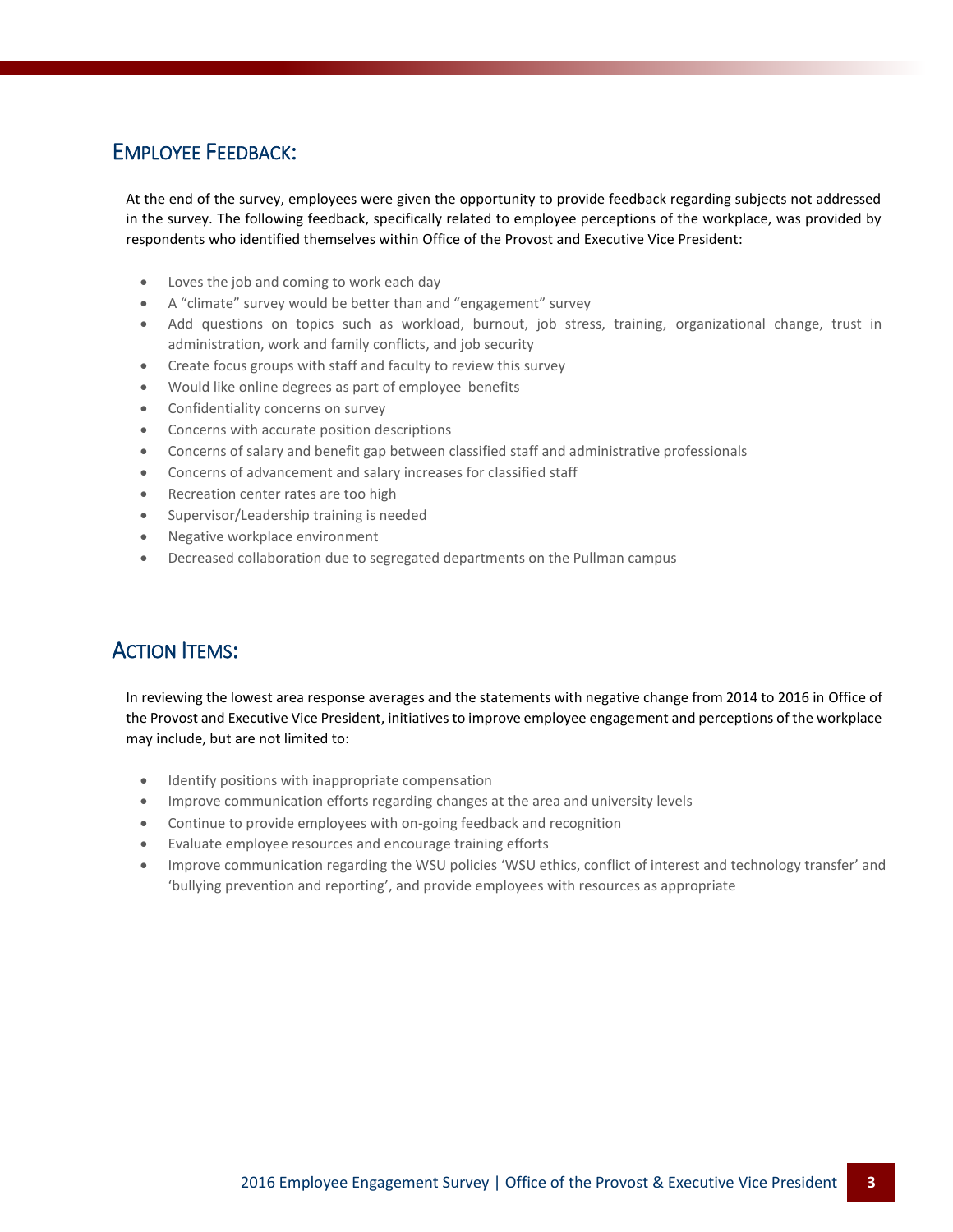## Employee Feedback:

At the end of the survey, employees were given the opportunity to provide feedback regarding subjects not addressed in the survey. The following feedback, specifically related to employee perceptions of the workplace, was provided by respondents who identified themselves within Office of the Provost and Executive Vice President:

- Loves the job and coming to work each day
- A "climate" survey would be better than and "engagement" survey
- Add questions on topics such as workload, burnout, job stress, training, organizational change, trust in administration, work and family conflicts, and job security
- Create focus groups with staff and faculty to review this survey
- Would like online degrees as part of employee benefits
- Confidentiality concerns on survey
- Concerns with accurate position descriptions
- Concerns of salary and benefit gap between classified staff and administrative professionals
- Concerns of advancement and salary increases for classified staff
- Recreation center rates are too high
- Supervisor/Leadership training is needed
- Negative workplace environment
- Decreased collaboration due to segregated departments on the Pullman campus

## Action Items:

In reviewing the lowest area response averages and the statements with negative change from 2014 to 2016 in Office of the Provost and Executive Vice President, initiatives to improve employee engagement and perceptions of the workplace may include, but are not limited to:

- Identify positions with inappropriate compensation
- Improve communication efforts regarding changes at the area and university levels
- Continue to provide employees with on-going feedback and recognition
- Evaluate employee resources and encourage training efforts
- Improve communication regarding the WSU policies 'WSU ethics, conflict of interest and technology transfer' and 'bullying prevention and reporting', and provide employees with resources as appropriate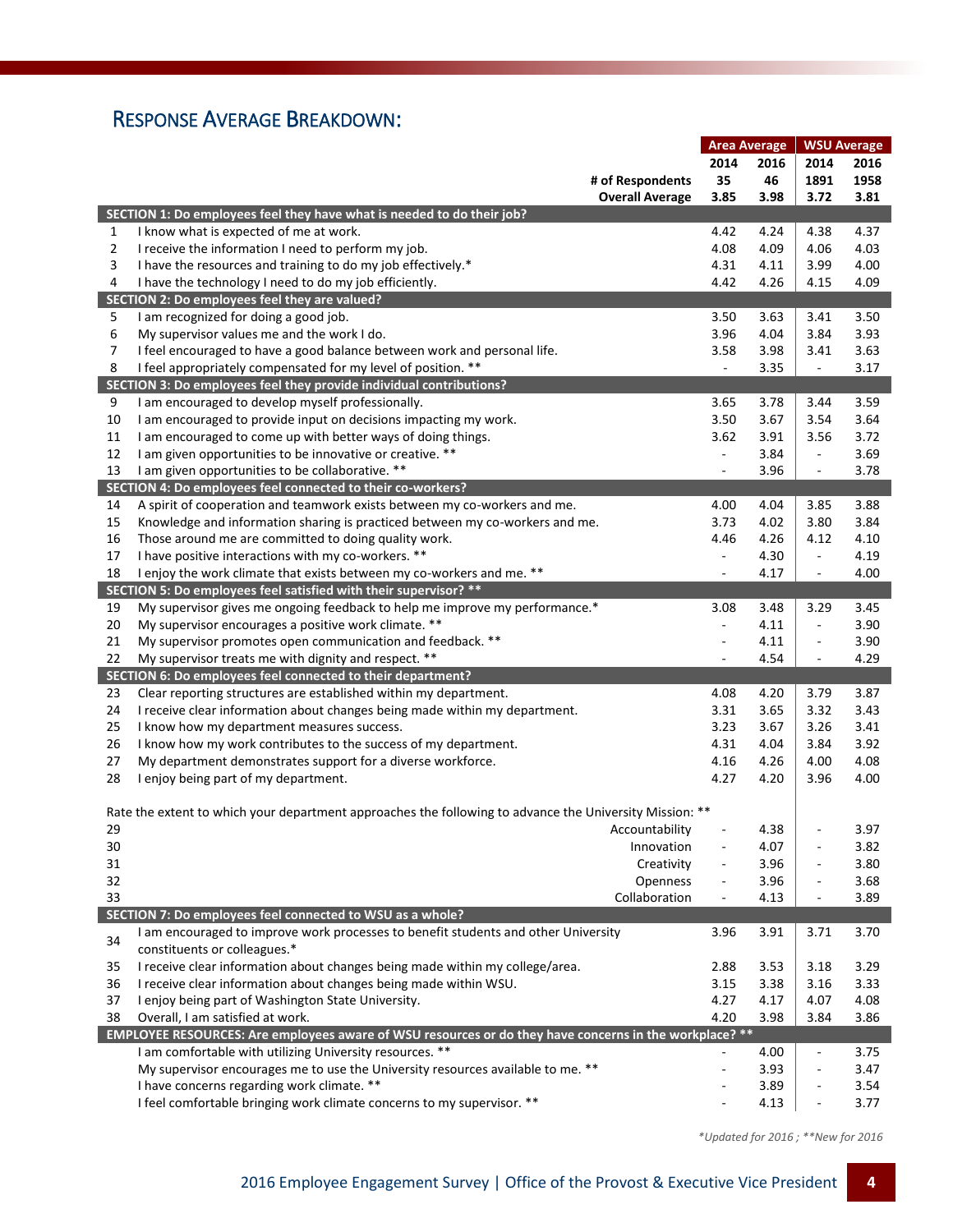## Response Average Breakdown:

| | | Area Average | | WSU Average | |
|---|---|---|---|---|---|
| | | 2014 | 2016 | 2014 | 2016 |
| | # of Respondents | 35 | 46 | 1891 | 1958 |
| | Overall Average | 3.85 | 3.98 | 3.72 | 3.81 |
| **SECTION 1: Do employees feel they have what is needed to do their job?** | | | | | |
| 1 | I know what is expected of me at work. | 4.42 | 4.24 | 4.38 | 4.37 |
| 2 | I receive the information I need to perform my job. | 4.08 | 4.09 | 4.06 | 4.03 |
| 3 | I have the resources and training to do my job effectively.* | 4.31 | 4.11 | 3.99 | 4.00 |
| 4 | I have the technology I need to do my job efficiently. | 4.42 | 4.26 | 4.15 | 4.09 |
| **SECTION 2: Do employees feel they are valued?** | | | | | |
| 5 | I am recognized for doing a good job. | 3.50 | 3.63 | 3.41 | 3.50 |
| 6 | My supervisor values me and the work I do. | 3.96 | 4.04 | 3.84 | 3.93 |
| 7 | I feel encouraged to have a good balance between work and personal life. | 3.58 | 3.98 | 3.41 | 3.63 |
| 8 | I feel appropriately compensated for my level of position. ** | - | 3.35 | - | 3.17 |
| **SECTION 3: Do employees feel they provide individual contributions?** | | | | | |
| 9 | I am encouraged to develop myself professionally. | 3.65 | 3.78 | 3.44 | 3.59 |
| 10 | I am encouraged to provide input on decisions impacting my work. | 3.50 | 3.67 | 3.54 | 3.64 |
| 11 | I am encouraged to come up with better ways of doing things. | 3.62 | 3.91 | 3.56 | 3.72 |
| 12 | I am given opportunities to be innovative or creative. ** | - | 3.84 | - | 3.69 |
| 13 | I am given opportunities to be collaborative. ** | - | 3.96 | - | 3.78 |
| **SECTION 4: Do employees feel connected to their co-workers?** | | | | | |
| 14 | A spirit of cooperation and teamwork exists between my co-workers and me. | 4.00 | 4.04 | 3.85 | 3.88 |
| 15 | Knowledge and information sharing is practiced between my co-workers and me. | 3.73 | 4.02 | 3.80 | 3.84 |
| 16 | Those around me are committed to doing quality work. | 4.46 | 4.26 | 4.12 | 4.10 |
| 17 | I have positive interactions with my co-workers. ** | - | 4.30 | - | 4.19 |
| 18 | I enjoy the work climate that exists between my co-workers and me. ** | - | 4.17 | - | 4.00 |
| **SECTION 5: Do employees feel satisfied with their supervisor? \*\*** | | | | | |
| 19 | My supervisor gives me ongoing feedback to help me improve my performance.* | 3.08 | 3.48 | 3.29 | 3.45 |
| 20 | My supervisor encourages a positive work climate. ** | - | 4.11 | - | 3.90 |
| 21 | My supervisor promotes open communication and feedback. ** | - | 4.11 | - | 3.90 |
| 22 | My supervisor treats me with dignity and respect. ** | - | 4.54 | - | 4.29 |
| **SECTION 6: Do employees feel connected to their department?** | | | | | |
| 23 | Clear reporting structures are established within my department. | 4.08 | 4.20 | 3.79 | 3.87 |
| 24 | I receive clear information about changes being made within my department. | 3.31 | 3.65 | 3.32 | 3.43 |
| 25 | I know how my department measures success. | 3.23 | 3.67 | 3.26 | 3.41 |
| 26 | I know how my work contributes to the success of my department. | 4.31 | 4.04 | 3.84 | 3.92 |
| 27 | My department demonstrates support for a diverse workforce. | 4.16 | 4.26 | 4.00 | 4.08 |
| 28 | I enjoy being part of my department. | 4.27 | 4.20 | 3.96 | 4.00 |
| | Rate the extent to which your department approaches the following to advance the University Mission: ** | | | | |
| 29 | Accountability | - | 4.38 | - | 3.97 |
| 30 | Innovation | - | 4.07 | - | 3.82 |
| 31 | Creativity | - | 3.96 | - | 3.80 |
| 32 | Openness | - | 3.96 | - | 3.68 |
| 33 | Collaboration | - | 4.13 | - | 3.89 |
| **SECTION 7: Do employees feel connected to WSU as a whole?** | | | | | |
| 34 | I am encouraged to improve work processes to benefit students and other University constituents or colleagues.* | 3.96 | 3.91 | 3.71 | 3.70 |
| 35 | I receive clear information about changes being made within my college/area. | 2.88 | 3.53 | 3.18 | 3.29 |
| 36 | I receive clear information about changes being made within WSU. | 3.15 | 3.38 | 3.16 | 3.33 |
| 37 | I enjoy being part of Washington State University. | 4.27 | 4.17 | 4.07 | 4.08 |
| 38 | Overall, I am satisfied at work. | 4.20 | 3.98 | 3.84 | 3.86 |
| **EMPLOYEE RESOURCES: Are employees aware of WSU resources or do they have concerns in the workplace? \*\*** | | | | | |
| | I am comfortable with utilizing University resources. ** | - | 4.00 | - | 3.75 |
| | My supervisor encourages me to use the University resources available to me. ** | - | 3.93 | - | 3.47 |
| | I have concerns regarding work climate. ** | - | 3.89 | - | 3.54 |
| | I feel comfortable bringing work climate concerns to my supervisor. ** | - | 4.13 | - | 3.77 |

*\*Updated for 2016 ; \*\*New for 2016*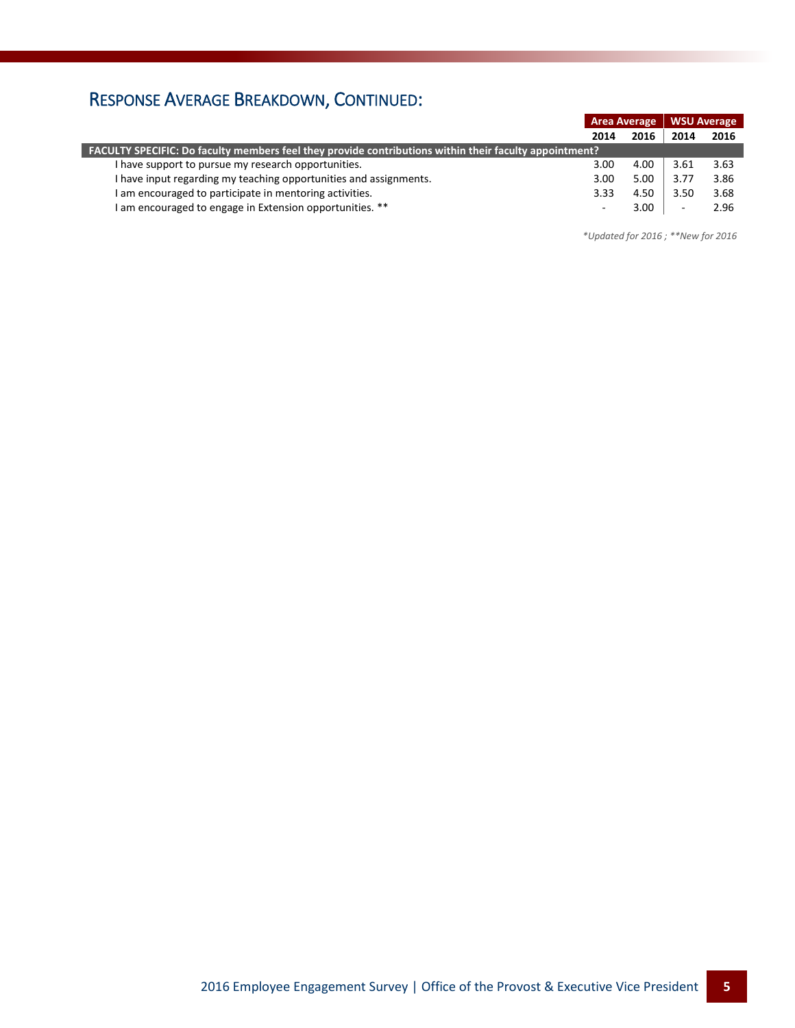## Response Average Breakdown, Continued:

| | Area Average | | WSU Average | |
|---|---|---|---|---|
| | 2014 | 2016 | 2014 | 2016 |
| **FACULTY SPECIFIC: Do faculty members feel they provide contributions within their faculty appointment?** | | | | |
| I have support to pursue my research opportunities. | 3.00 | 4.00 | 3.61 | 3.63 |
| I have input regarding my teaching opportunities and assignments. | 3.00 | 5.00 | 3.77 | 3.86 |
| I am encouraged to participate in mentoring activities. | 3.33 | 4.50 | 3.50 | 3.68 |
| I am encouraged to engage in Extension opportunities. ** | - | 3.00 | - | 2.96 |

*\*Updated for 2016 ; \*\*New for 2016*